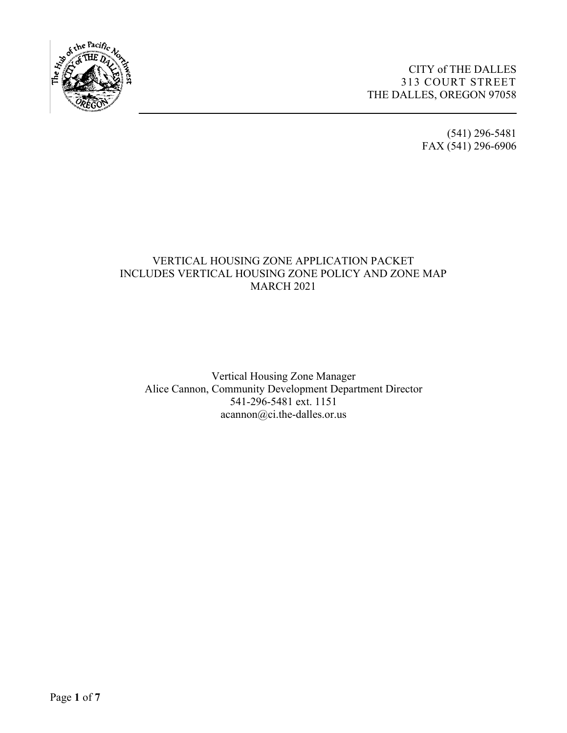CITY of THE DALLES
313 COURT STREET
THE DALLES, OREGON 97058

(541) 296-5481
FAX (541) 296-6906

# VERTICAL HOUSING ZONE APPLICATION PACKET
## INCLUDES VERTICAL HOUSING ZONE POLICY AND ZONE MAP
## MARCH 2021

Vertical Housing Zone Manager
Alice Cannon, Community Development Department Director
541-296-5481 ext. 1151
acannon@ci.the-dalles.or.us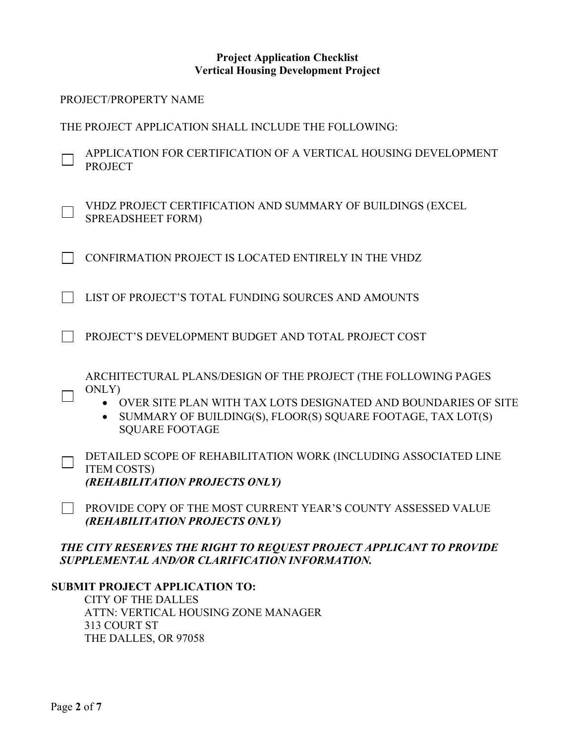**Project Application Checklist**
**Vertical Housing Development Project**

PROJECT/PROPERTY NAME

THE PROJECT APPLICATION SHALL INCLUDE THE FOLLOWING:

- [ ] APPLICATION FOR CERTIFICATION OF A VERTICAL HOUSING DEVELOPMENT PROJECT

- [ ] VHDZ PROJECT CERTIFICATION AND SUMMARY OF BUILDINGS (EXCEL SPREADSHEET FORM)

- [ ] CONFIRMATION PROJECT IS LOCATED ENTIRELY IN THE VHDZ

- [ ] LIST OF PROJECT'S TOTAL FUNDING SOURCES AND AMOUNTS

- [ ] PROJECT'S DEVELOPMENT BUDGET AND TOTAL PROJECT COST

- [ ] ARCHITECTURAL PLANS/DESIGN OF THE PROJECT (THE FOLLOWING PAGES ONLY)
  - OVER SITE PLAN WITH TAX LOTS DESIGNATED AND BOUNDARIES OF SITE
  - SUMMARY OF BUILDING(S), FLOOR(S) SQUARE FOOTAGE, TAX LOT(S) SQUARE FOOTAGE

- [ ] DETAILED SCOPE OF REHABILITATION WORK (INCLUDING ASSOCIATED LINE ITEM COSTS)
  ***(REHABILITATION PROJECTS ONLY)***

- [ ] PROVIDE COPY OF THE MOST CURRENT YEAR'S COUNTY ASSESSED VALUE
  ***(REHABILITATION PROJECTS ONLY)***

***THE CITY RESERVES THE RIGHT TO REQUEST PROJECT APPLICANT TO PROVIDE SUPPLEMENTAL AND/OR CLARIFICATION INFORMATION.***

**SUBMIT PROJECT APPLICATION TO:**

CITY OF THE DALLES
ATTN: VERTICAL HOUSING ZONE MANAGER
313 COURT ST
THE DALLES, OR 97058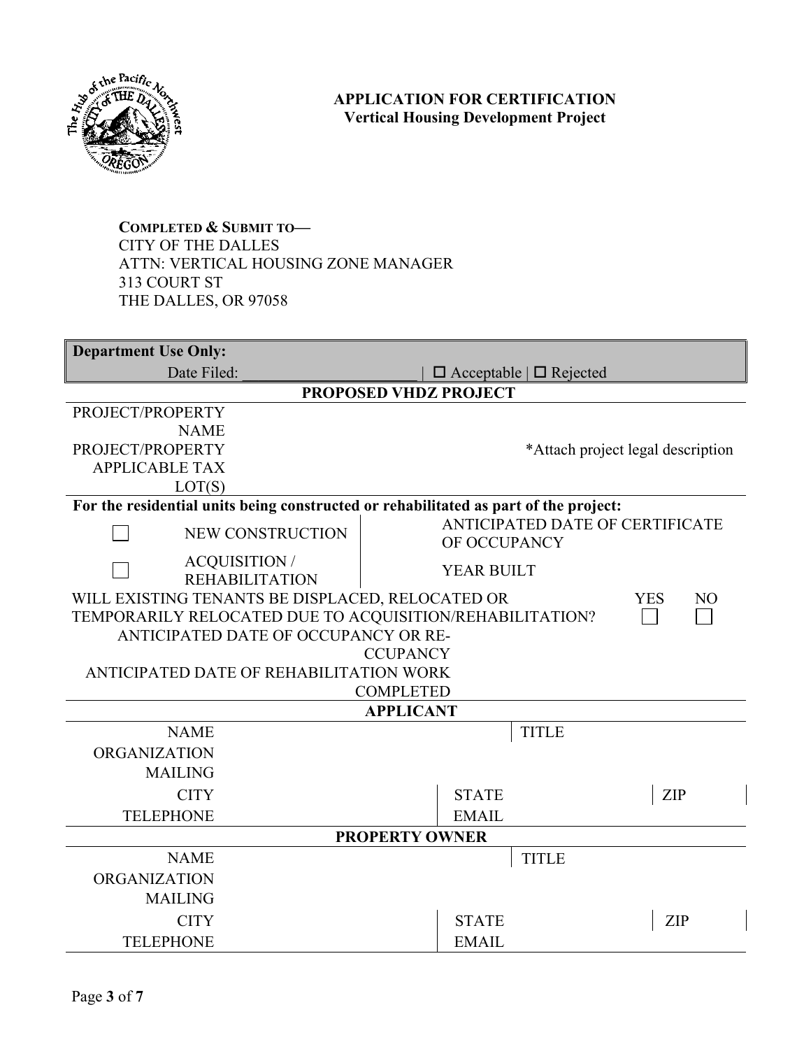# APPLICATION FOR CERTIFICATION
## Vertical Housing Development Project

**COMPLETED & SUBMIT TO—**
CITY OF THE DALLES
ATTN: VERTICAL HOUSING ZONE MANAGER
313 COURT ST
THE DALLES, OR 97058

| **Department Use Only:** | |
|---|---|
| Date Filed: ______________________ | ☐ Acceptable \| ☐ Rejected |

**PROPOSED VHDZ PROJECT**

| | |
|---|---|
| PROJECT/PROPERTY NAME | |
| PROJECT/PROPERTY APPLICABLE TAX LOT(S) | *Attach project legal description |

**For the residential units being constructed or rehabilitated as part of the project:**

| | | |
|---|---|---|
| ☐ | NEW CONSTRUCTION | ANTICIPATED DATE OF CERTIFICATE OF OCCUPANCY |
| ☐ | ACQUISITION / REHABILITATION | YEAR BUILT |

| | YES | NO |
|---|---|---|
| WILL EXISTING TENANTS BE DISPLACED, RELOCATED OR TEMPORARILY RELOCATED DUE TO ACQUISITION/REHABILITATION? | ☐ | ☐ |

| | |
|---|---|
| ANTICIPATED DATE OF OCCUPANCY OR RE-CCUPANCY | |
| ANTICIPATED DATE OF REHABILITATION WORK COMPLETED | |

**APPLICANT**

| | | | | | |
|---|---|---|---|---|---|
| NAME | | | TITLE | | |
| ORGANIZATION | | | | | |
| MAILING | | | | | |
| CITY | | STATE | | ZIP | |
| TELEPHONE | | EMAIL | | | |

**PROPERTY OWNER**

| | | | | | |
|---|---|---|---|---|---|
| NAME | | | TITLE | | |
| ORGANIZATION | | | | | |
| MAILING | | | | | |
| CITY | | STATE | | ZIP | |
| TELEPHONE | | EMAIL | | | |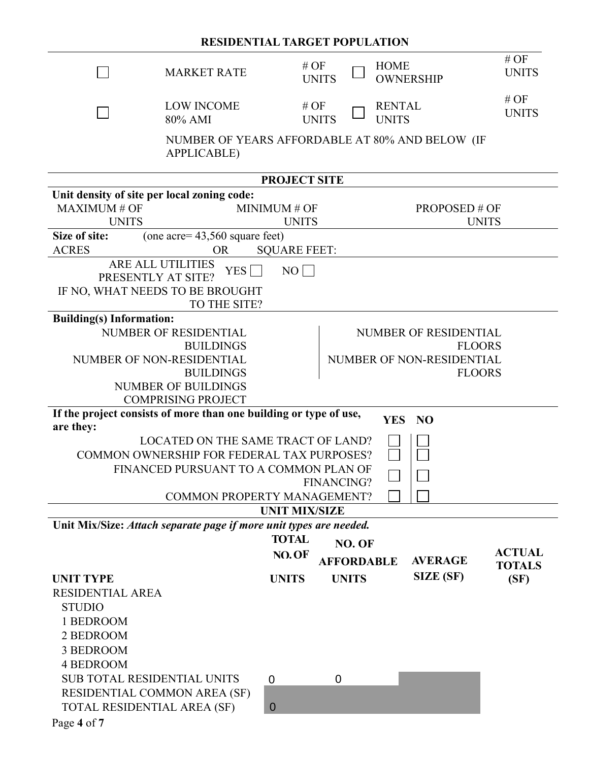## RESIDENTIAL TARGET POPULATION

| | | | | | |
|---|---|---|---|---|---|
| ☐ | MARKET RATE | # OF UNITS | ☐ | HOME OWNERSHIP | # OF UNITS |
| ☐ | LOW INCOME 80% AMI | # OF UNITS | ☐ | RENTAL UNITS | # OF UNITS |

NUMBER OF YEARS AFFORDABLE AT 80% AND BELOW (IF APPLICABLE)

## PROJECT SITE

**Unit density of site per local zoning code:**

MAXIMUM # OF UNITS | MINIMUM # OF UNITS | PROPOSED # OF UNITS

**Size of site:** (one acre= 43,560 square feet)

ACRES OR SQUARE FEET:

ARE ALL UTILITIES PRESENTLY AT SITE? YES ☐ NO ☐

IF NO, WHAT NEEDS TO BE BROUGHT TO THE SITE?

**Building(s) Information:**

| | |
|---|---|
| NUMBER OF RESIDENTIAL BUILDINGS | NUMBER OF RESIDENTIAL FLOORS |
| NUMBER OF NON-RESIDENTIAL BUILDINGS | NUMBER OF NON-RESIDENTIAL FLOORS |
| NUMBER OF BUILDINGS COMPRISING PROJECT | |

**If the project consists of more than one building or type of use, are they:**

| | YES | NO |
|---|---|---|
| LOCATED ON THE SAME TRACT OF LAND? | ☐ | ☐ |
| COMMON OWNERSHIP FOR FEDERAL TAX PURPOSES? | ☐ | ☐ |
| FINANCED PURSUANT TO A COMMON PLAN OF FINANCING? | ☐ | ☐ |
| COMMON PROPERTY MANAGEMENT? | ☐ | ☐ |

## UNIT MIX/SIZE

**Unit Mix/Size:** ***Attach separate page if more unit types are needed.***

| UNIT TYPE | TOTAL NO. OF UNITS | NO. OF AFFORDABLE UNITS | AVERAGE SIZE (SF) | ACTUAL TOTALS (SF) |
|---|---|---|---|---|
| RESIDENTIAL AREA | | | | |
| STUDIO | | | | |
| 1 BEDROOM | | | | |
| 2 BEDROOM | | | | |
| 3 BEDROOM | | | | |
| 4 BEDROOM | | | | |
| SUB TOTAL RESIDENTIAL UNITS | 0 | 0 | | |
| RESIDENTIAL COMMON AREA (SF) | | | | |
| TOTAL RESIDENTIAL AREA (SF) | 0 | | | |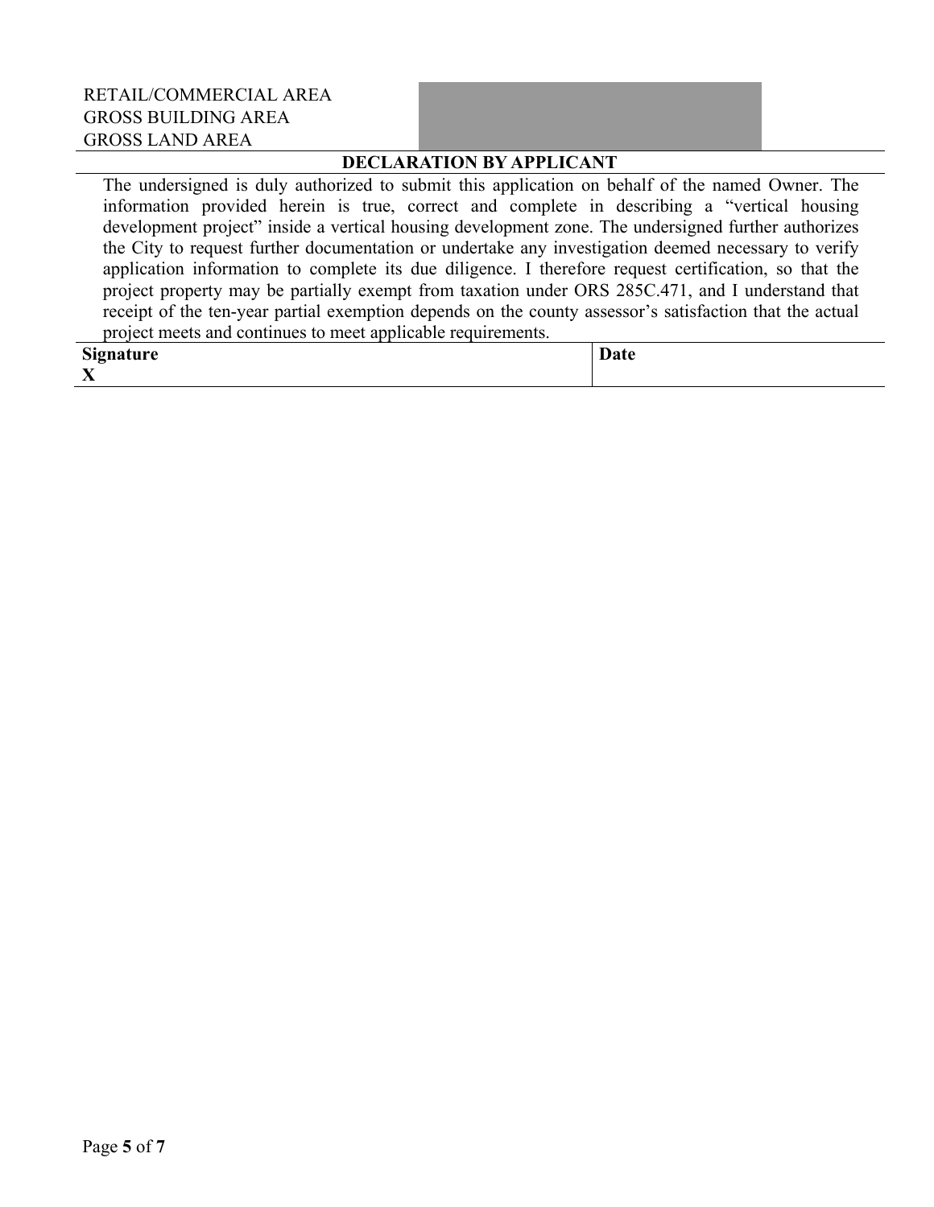| | |
|---|---|
| RETAIL/COMMERCIAL AREA | |
| GROSS BUILDING AREA | |
| GROSS LAND AREA | |

**DECLARATION BY APPLICANT**

The undersigned is duly authorized to submit this application on behalf of the named Owner. The information provided herein is true, correct and complete in describing a "vertical housing development project" inside a vertical housing development zone. The undersigned further authorizes the City to request further documentation or undertake any investigation deemed necessary to verify application information to complete its due diligence. I therefore request certification, so that the project property may be partially exempt from taxation under ORS 285C.471, and I understand that receipt of the ten-year partial exemption depends on the county assessor's satisfaction that the actual project meets and continues to meet applicable requirements.

| **Signature** | **Date** |
|---|---|
| **X** | |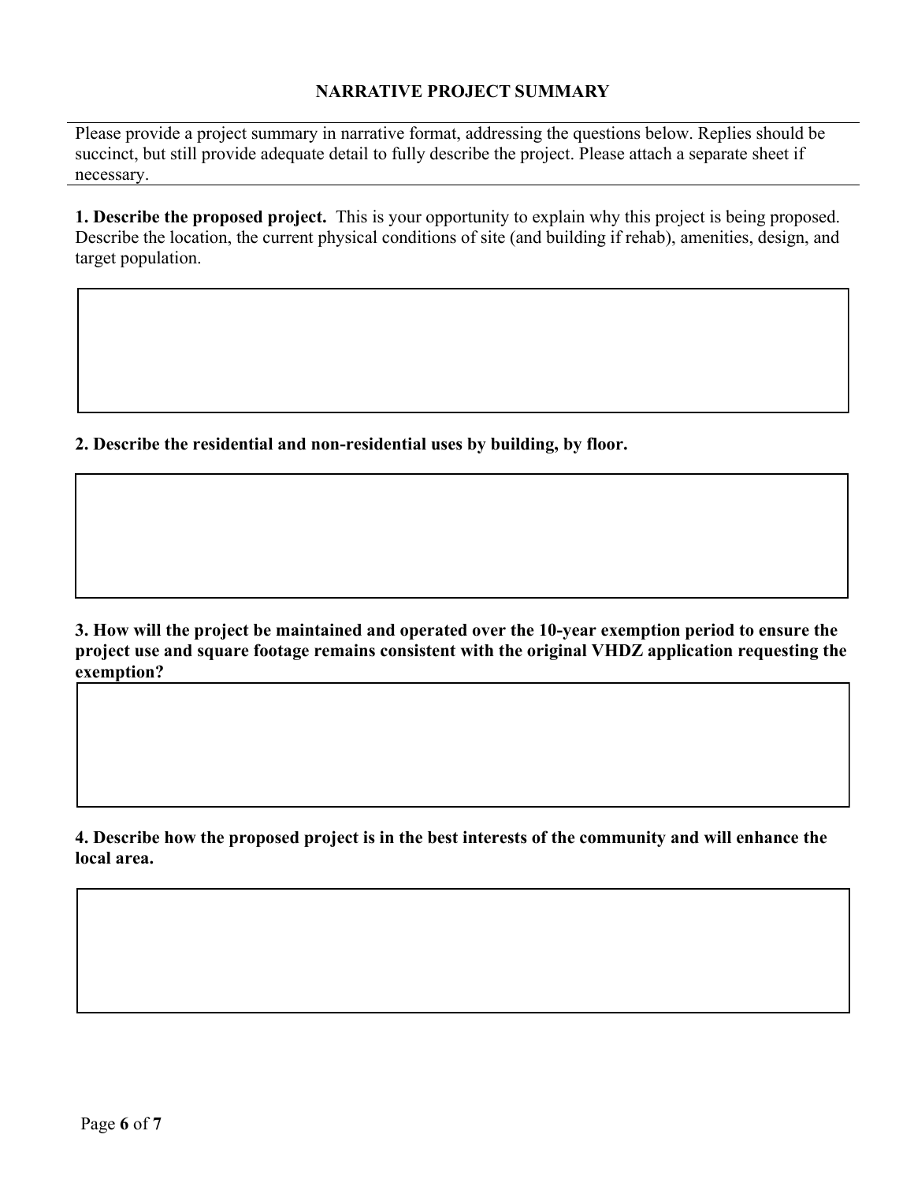## NARRATIVE PROJECT SUMMARY

Please provide a project summary in narrative format, addressing the questions below. Replies should be succinct, but still provide adequate detail to fully describe the project. Please attach a separate sheet if necessary.

**1. Describe the proposed project.** This is your opportunity to explain why this project is being proposed. Describe the location, the current physical conditions of site (and building if rehab), amenities, design, and target population.

**2. Describe the residential and non-residential uses by building, by floor.**

**3. How will the project be maintained and operated over the 10-year exemption period to ensure the project use and square footage remains consistent with the original VHDZ application requesting the exemption?**

**4. Describe how the proposed project is in the best interests of the community and will enhance the local area.**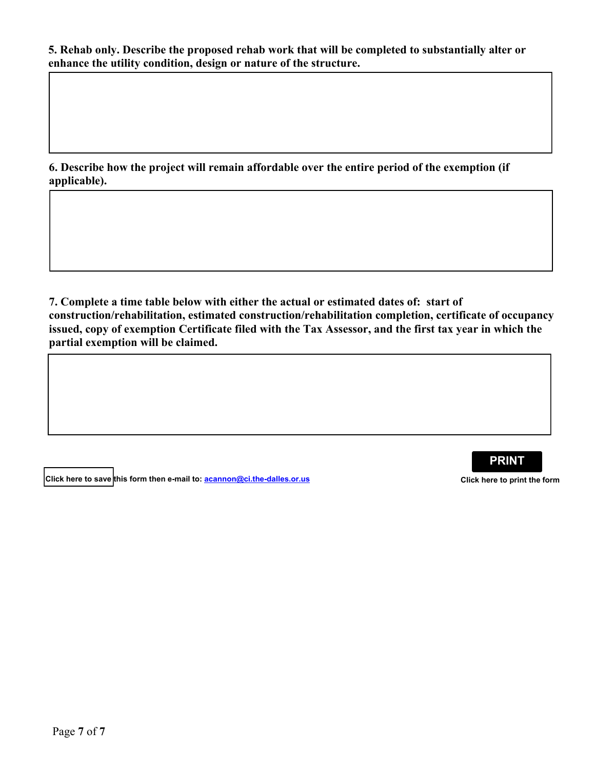**5. Rehab only. Describe the proposed rehab work that will be completed to substantially alter or enhance the utility condition, design or nature of the structure.**

**6. Describe how the project will remain affordable over the entire period of the exemption (if applicable).**

**7. Complete a time table below with either the actual or estimated dates of: start of construction/rehabilitation, estimated construction/rehabilitation completion, certificate of occupancy issued, copy of exemption Certificate filed with the Tax Assessor, and the first tax year in which the partial exemption will be claimed.**

**Click here to save this form then e-mail to: acannon@ci.the-dalles.or.us**

**PRINT**

**Click here to print the form**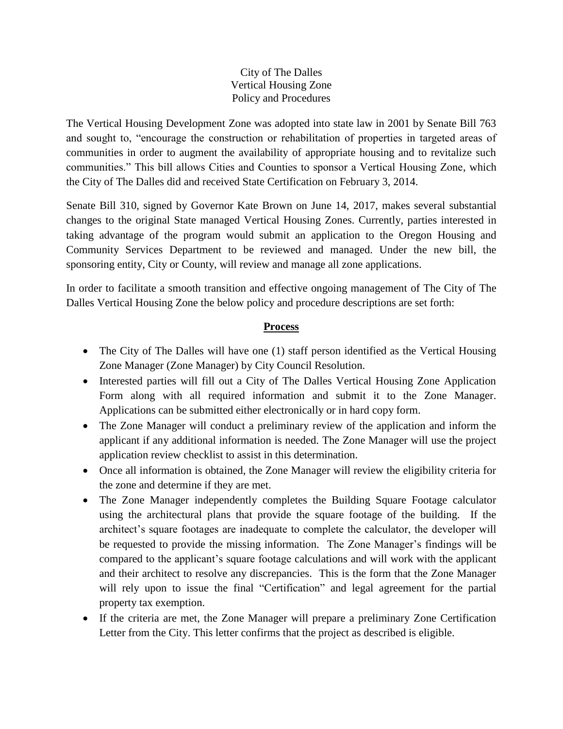City of The Dalles
Vertical Housing Zone
Policy and Procedures

The Vertical Housing Development Zone was adopted into state law in 2001 by Senate Bill 763 and sought to, "encourage the construction or rehabilitation of properties in targeted areas of communities in order to augment the availability of appropriate housing and to revitalize such communities." This bill allows Cities and Counties to sponsor a Vertical Housing Zone, which the City of The Dalles did and received State Certification on February 3, 2014.

Senate Bill 310, signed by Governor Kate Brown on June 14, 2017, makes several substantial changes to the original State managed Vertical Housing Zones. Currently, parties interested in taking advantage of the program would submit an application to the Oregon Housing and Community Services Department to be reviewed and managed. Under the new bill, the sponsoring entity, City or County, will review and manage all zone applications.

In order to facilitate a smooth transition and effective ongoing management of The City of The Dalles Vertical Housing Zone the below policy and procedure descriptions are set forth:

## **Process**

- The City of The Dalles will have one (1) staff person identified as the Vertical Housing Zone Manager (Zone Manager) by City Council Resolution.
- Interested parties will fill out a City of The Dalles Vertical Housing Zone Application Form along with all required information and submit it to the Zone Manager. Applications can be submitted either electronically or in hard copy form.
- The Zone Manager will conduct a preliminary review of the application and inform the applicant if any additional information is needed. The Zone Manager will use the project application review checklist to assist in this determination.
- Once all information is obtained, the Zone Manager will review the eligibility criteria for the zone and determine if they are met.
- The Zone Manager independently completes the Building Square Footage calculator using the architectural plans that provide the square footage of the building. If the architect's square footages are inadequate to complete the calculator, the developer will be requested to provide the missing information. The Zone Manager's findings will be compared to the applicant's square footage calculations and will work with the applicant and their architect to resolve any discrepancies. This is the form that the Zone Manager will rely upon to issue the final "Certification" and legal agreement for the partial property tax exemption.
- If the criteria are met, the Zone Manager will prepare a preliminary Zone Certification Letter from the City. This letter confirms that the project as described is eligible.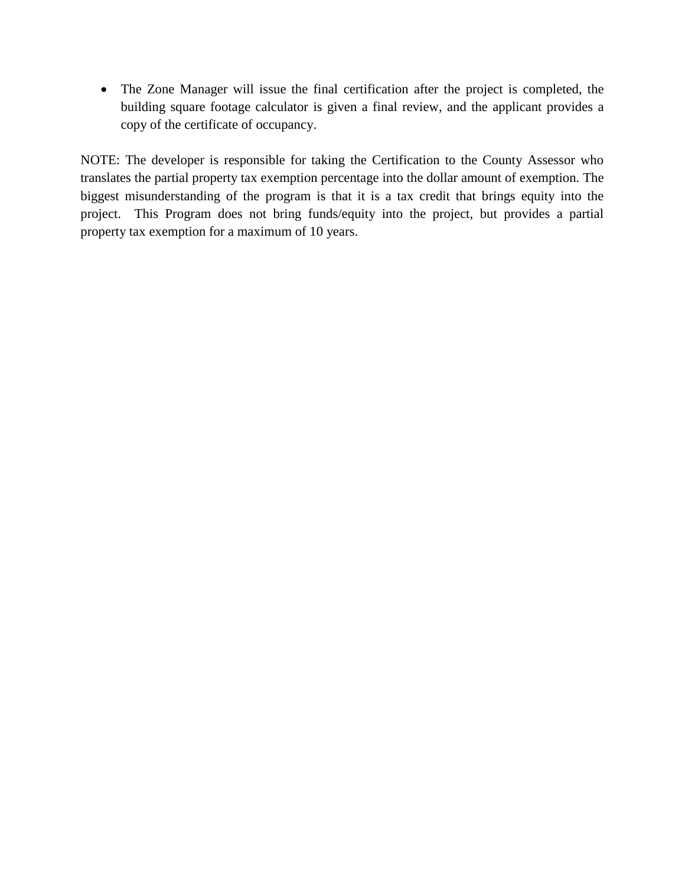- The Zone Manager will issue the final certification after the project is completed, the building square footage calculator is given a final review, and the applicant provides a copy of the certificate of occupancy.

NOTE: The developer is responsible for taking the Certification to the County Assessor who translates the partial property tax exemption percentage into the dollar amount of exemption. The biggest misunderstanding of the program is that it is a tax credit that brings equity into the project. This Program does not bring funds/equity into the project, but provides a partial property tax exemption for a maximum of 10 years.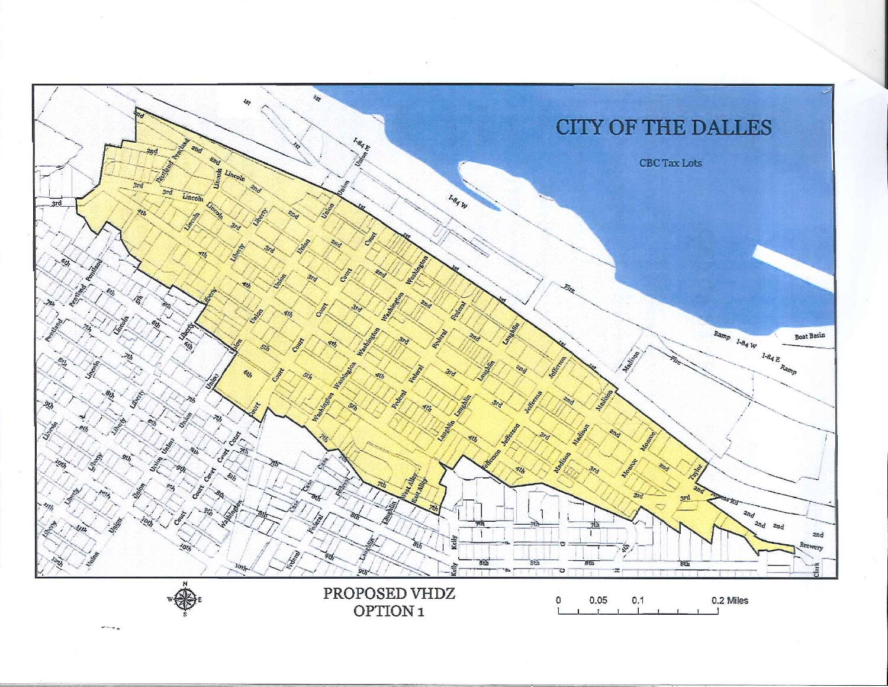# CITY OF THE DALLES

CBC Tax Lots

PROPOSED VHDZ
OPTION 1

0 0.05 0.1 0.2 Miles